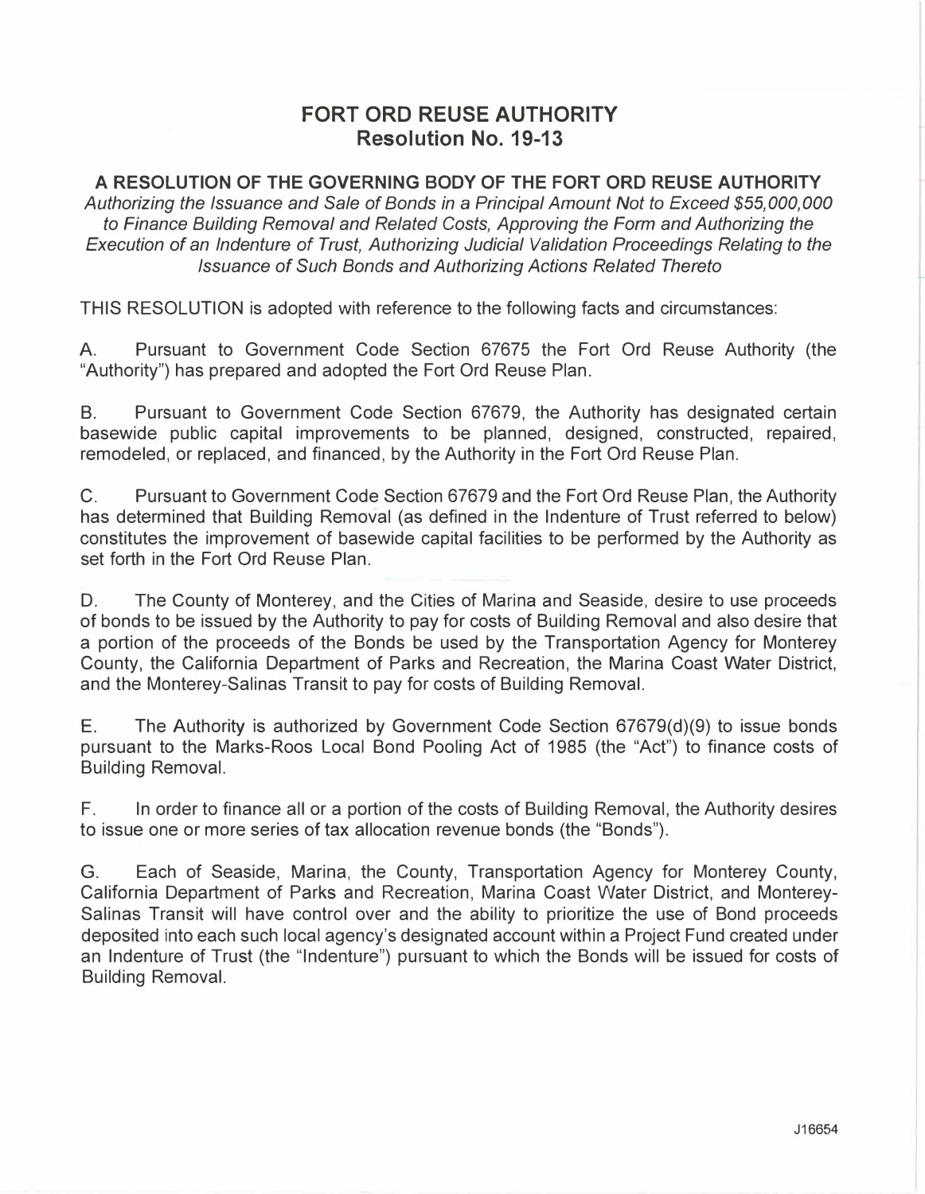# FORT ORD REUSE AUTHORITY
## Resolution No. 19-13

**A RESOLUTION OF THE GOVERNING BODY OF THE FORT ORD REUSE AUTHORITY**
*Authorizing the Issuance and Sale of Bonds in a Principal Amount Not to Exceed $55,000,000 to Finance Building Removal and Related Costs, Approving the Form and Authorizing the Execution of an Indenture of Trust, Authorizing Judicial Validation Proceedings Relating to the Issuance of Such Bonds and Authorizing Actions Related Thereto*

THIS RESOLUTION is adopted with reference to the following facts and circumstances:

A. Pursuant to Government Code Section 67675 the Fort Ord Reuse Authority (the "Authority") has prepared and adopted the Fort Ord Reuse Plan.

B. Pursuant to Government Code Section 67679, the Authority has designated certain basewide public capital improvements to be planned, designed, constructed, repaired, remodeled, or replaced, and financed, by the Authority in the Fort Ord Reuse Plan.

C. Pursuant to Government Code Section 67679 and the Fort Ord Reuse Plan, the Authority has determined that Building Removal (as defined in the Indenture of Trust referred to below) constitutes the improvement of basewide capital facilities to be performed by the Authority as set forth in the Fort Ord Reuse Plan.

D. The County of Monterey, and the Cities of Marina and Seaside, desire to use proceeds of bonds to be issued by the Authority to pay for costs of Building Removal and also desire that a portion of the proceeds of the Bonds be used by the Transportation Agency for Monterey County, the California Department of Parks and Recreation, the Marina Coast Water District, and the Monterey-Salinas Transit to pay for costs of Building Removal.

E. The Authority is authorized by Government Code Section 67679(d)(9) to issue bonds pursuant to the Marks-Roos Local Bond Pooling Act of 1985 (the "Act") to finance costs of Building Removal.

F. In order to finance all or a portion of the costs of Building Removal, the Authority desires to issue one or more series of tax allocation revenue bonds (the "Bonds").

G. Each of Seaside, Marina, the County, Transportation Agency for Monterey County, California Department of Parks and Recreation, Marina Coast Water District, and Monterey-Salinas Transit will have control over and the ability to prioritize the use of Bond proceeds deposited into each such local agency's designated account within a Project Fund created under an Indenture of Trust (the "Indenture") pursuant to which the Bonds will be issued for costs of Building Removal.

J16654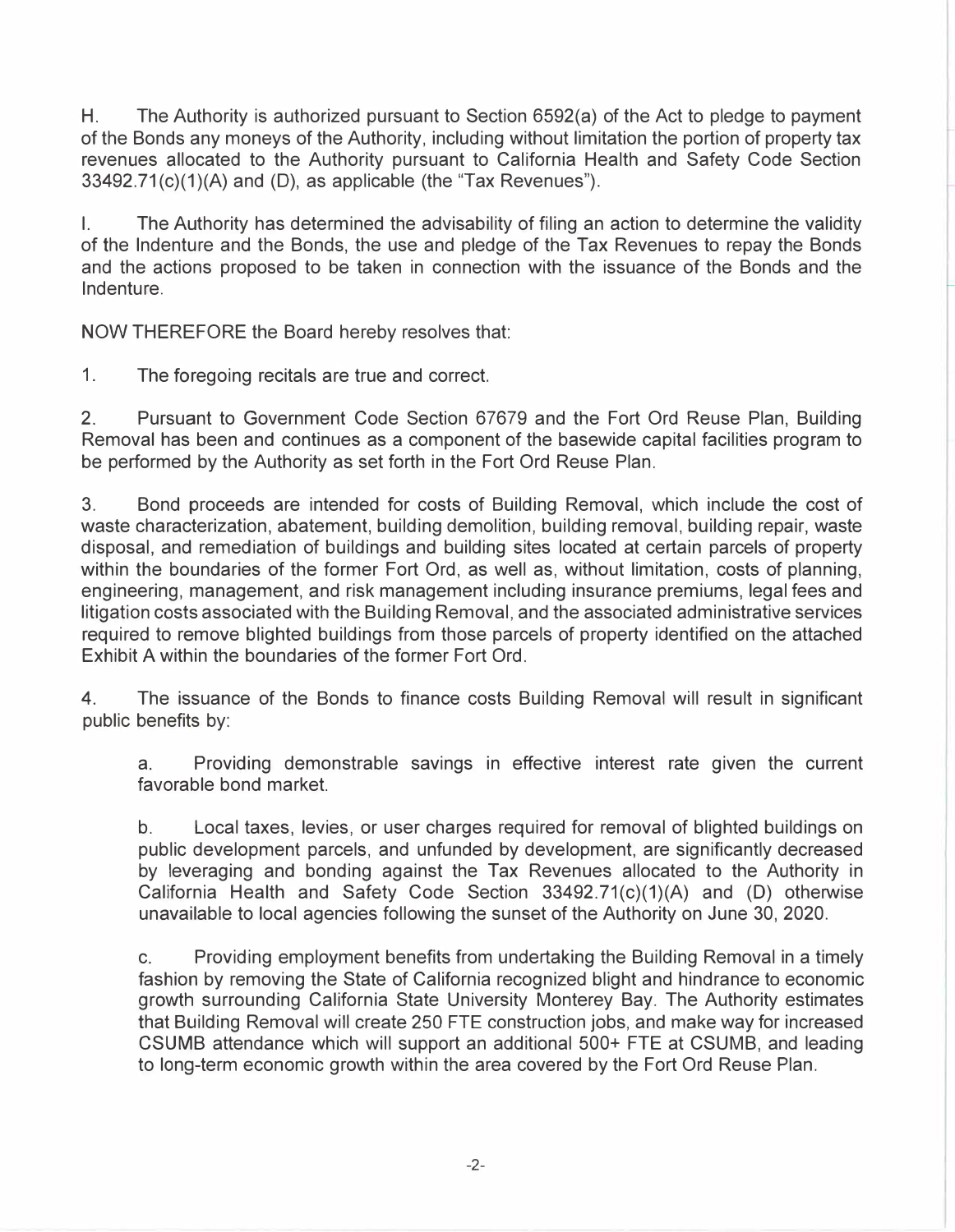H. The Authority is authorized pursuant to Section 6592(a) of the Act to pledge to payment of the Bonds any moneys of the Authority, including without limitation the portion of property tax revenues allocated to the Authority pursuant to California Health and Safety Code Section 33492.71(c)(1)(A) and (D), as applicable (the "Tax Revenues").

I. The Authority has determined the advisability of filing an action to determine the validity of the Indenture and the Bonds, the use and pledge of the Tax Revenues to repay the Bonds and the actions proposed to be taken in connection with the issuance of the Bonds and the Indenture.

NOW THEREFORE the Board hereby resolves that:

1. The foregoing recitals are true and correct.

2. Pursuant to Government Code Section 67679 and the Fort Ord Reuse Plan, Building Removal has been and continues as a component of the basewide capital facilities program to be performed by the Authority as set forth in the Fort Ord Reuse Plan.

3. Bond proceeds are intended for costs of Building Removal, which include the cost of waste characterization, abatement, building demolition, building removal, building repair, waste disposal, and remediation of buildings and building sites located at certain parcels of property within the boundaries of the former Fort Ord, as well as, without limitation, costs of planning, engineering, management, and risk management including insurance premiums, legal fees and litigation costs associated with the Building Removal, and the associated administrative services required to remove blighted buildings from those parcels of property identified on the attached Exhibit A within the boundaries of the former Fort Ord.

4. The issuance of the Bonds to finance costs Building Removal will result in significant public benefits by:

   a. Providing demonstrable savings in effective interest rate given the current favorable bond market.

   b. Local taxes, levies, or user charges required for removal of blighted buildings on public development parcels, and unfunded by development, are significantly decreased by leveraging and bonding against the Tax Revenues allocated to the Authority in California Health and Safety Code Section 33492.71(c)(1)(A) and (D) otherwise unavailable to local agencies following the sunset of the Authority on June 30, 2020.

   c. Providing employment benefits from undertaking the Building Removal in a timely fashion by removing the State of California recognized blight and hindrance to economic growth surrounding California State University Monterey Bay. The Authority estimates that Building Removal will create 250 FTE construction jobs, and make way for increased CSUMB attendance which will support an additional 500+ FTE at CSUMB, and leading to long-term economic growth within the area covered by the Fort Ord Reuse Plan.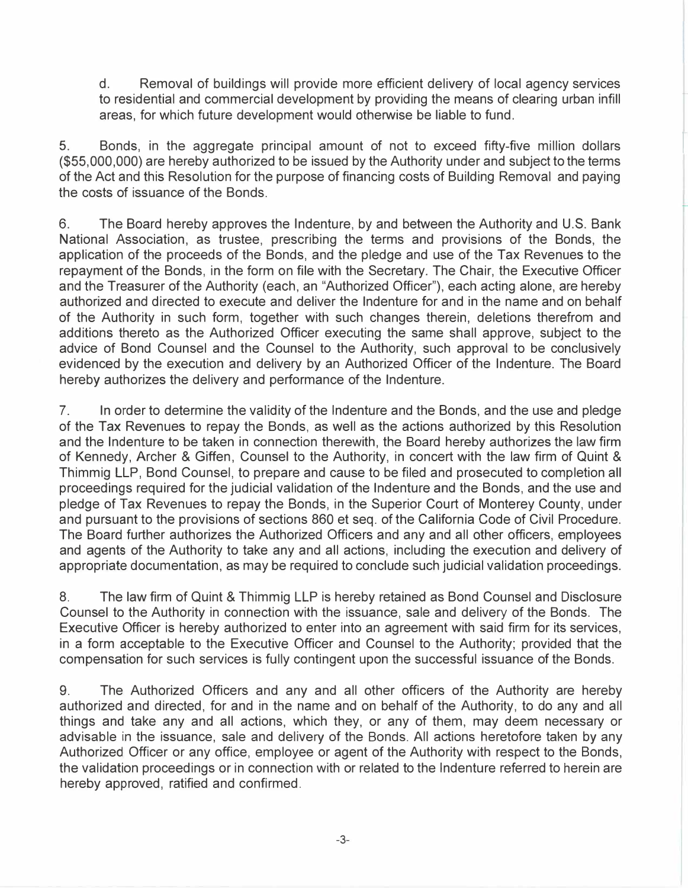d. Removal of buildings will provide more efficient delivery of local agency services to residential and commercial development by providing the means of clearing urban infill areas, for which future development would otherwise be liable to fund.

5. Bonds, in the aggregate principal amount of not to exceed fifty-five million dollars ($55,000,000) are hereby authorized to be issued by the Authority under and subject to the terms of the Act and this Resolution for the purpose of financing costs of Building Removal and paying the costs of issuance of the Bonds.

6. The Board hereby approves the Indenture, by and between the Authority and U.S. Bank National Association, as trustee, prescribing the terms and provisions of the Bonds, the application of the proceeds of the Bonds, and the pledge and use of the Tax Revenues to the repayment of the Bonds, in the form on file with the Secretary. The Chair, the Executive Officer and the Treasurer of the Authority (each, an "Authorized Officer"), each acting alone, are hereby authorized and directed to execute and deliver the Indenture for and in the name and on behalf of the Authority in such form, together with such changes therein, deletions therefrom and additions thereto as the Authorized Officer executing the same shall approve, subject to the advice of Bond Counsel and the Counsel to the Authority, such approval to be conclusively evidenced by the execution and delivery by an Authorized Officer of the Indenture. The Board hereby authorizes the delivery and performance of the Indenture.

7. In order to determine the validity of the Indenture and the Bonds, and the use and pledge of the Tax Revenues to repay the Bonds, as well as the actions authorized by this Resolution and the Indenture to be taken in connection therewith, the Board hereby authorizes the law firm of Kennedy, Archer & Giffen, Counsel to the Authority, in concert with the law firm of Quint & Thimmig LLP, Bond Counsel, to prepare and cause to be filed and prosecuted to completion all proceedings required for the judicial validation of the Indenture and the Bonds, and the use and pledge of Tax Revenues to repay the Bonds, in the Superior Court of Monterey County, under and pursuant to the provisions of sections 860 et seq. of the California Code of Civil Procedure. The Board further authorizes the Authorized Officers and any and all other officers, employees and agents of the Authority to take any and all actions, including the execution and delivery of appropriate documentation, as may be required to conclude such judicial validation proceedings.

8. The law firm of Quint & Thimmig LLP is hereby retained as Bond Counsel and Disclosure Counsel to the Authority in connection with the issuance, sale and delivery of the Bonds. The Executive Officer is hereby authorized to enter into an agreement with said firm for its services, in a form acceptable to the Executive Officer and Counsel to the Authority; provided that the compensation for such services is fully contingent upon the successful issuance of the Bonds.

9. The Authorized Officers and any and all other officers of the Authority are hereby authorized and directed, for and in the name and on behalf of the Authority, to do any and all things and take any and all actions, which they, or any of them, may deem necessary or advisable in the issuance, sale and delivery of the Bonds. All actions heretofore taken by any Authorized Officer or any office, employee or agent of the Authority with respect to the Bonds, the validation proceedings or in connection with or related to the Indenture referred to herein are hereby approved, ratified and confirmed.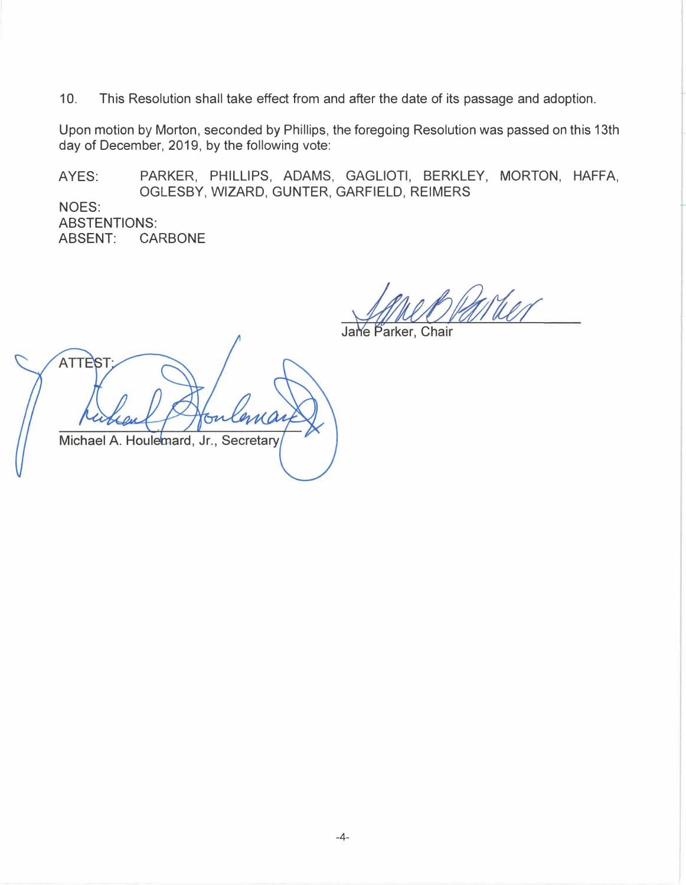10. This Resolution shall take effect from and after the date of its passage and adoption.

Upon motion by Morton, seconded by Phillips, the foregoing Resolution was passed on this 13th day of December, 2019, by the following vote:

AYES: PARKER, PHILLIPS, ADAMS, GAGLIOTI, BERKLEY, MORTON, HAFFA, OGLESBY, WIZARD, GUNTER, GARFIELD, REIMERS

NOES:

ABSTENTIONS:

ABSENT: CARBONE

Jane Parker, Chair

ATTEST:

Michael A. Houlemard, Jr., Secretary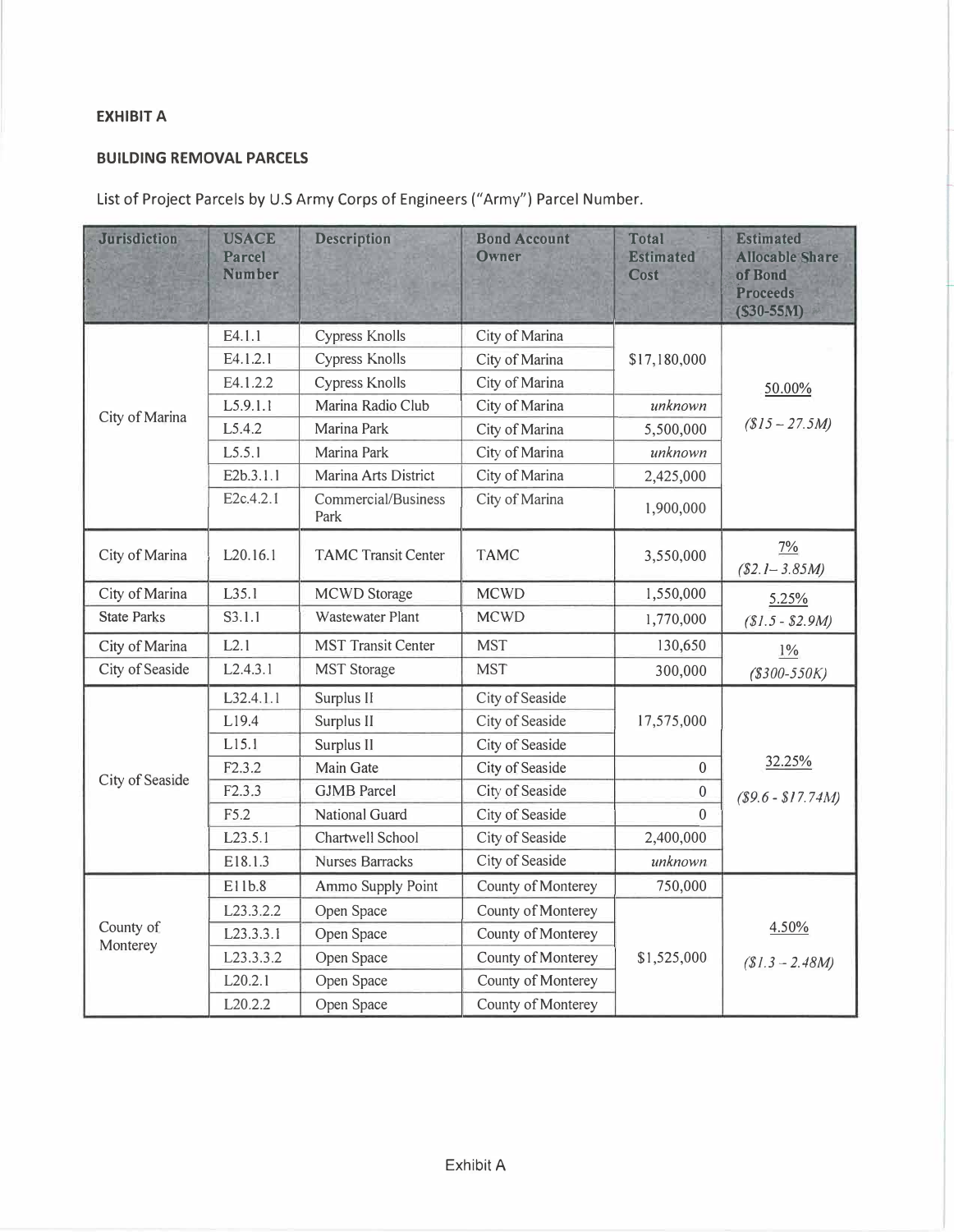**EXHIBIT A**

**BUILDING REMOVAL PARCELS**

List of Project Parcels by U.S Army Corps of Engineers ("Army") Parcel Number.

| Jurisdiction | USACE Parcel Number | Description | Bond Account Owner | Total Estimated Cost | Estimated Allocable Share of Bond Proceeds ($30-55M) |
|---|---|---|---|---|---|
| City of Marina | E4.1.1 | Cypress Knolls | City of Marina | $17,180,000 | 50.00% ($15 – 27.5M) |
| | E4.1.2.1 | Cypress Knolls | City of Marina | | |
| | E4.1.2.2 | Cypress Knolls | City of Marina | | |
| | L5.9.1.1 | Marina Radio Club | City of Marina | *unknown* | |
| | L5.4.2 | Marina Park | City of Marina | 5,500,000 | |
| | L5.5.1 | Marina Park | City of Marina | *unknown* | |
| | E2b.3.1.1 | Marina Arts District | City of Marina | 2,425,000 | |
| | E2c.4.2.1 | Commercial/Business Park | City of Marina | 1,900,000 | |
| City of Marina | L20.16.1 | TAMC Transit Center | TAMC | 3,550,000 | 7% ($2.1– 3.85M) |
| City of Marina | L35.1 | MCWD Storage | MCWD | 1,550,000 | 5.25% ($1.5 - $2.9M) |
| State Parks | S3.1.1 | Wastewater Plant | MCWD | 1,770,000 | |
| City of Marina | L2.1 | MST Transit Center | MST | 130,650 | 1% ($300-550K) |
| City of Seaside | L2.4.3.1 | MST Storage | MST | 300,000 | |
| City of Seaside | L32.4.1.1 | Surplus II | City of Seaside | 17,575,000 | 32.25% ($9.6 - $17.74M) |
| | L19.4 | Surplus II | City of Seaside | | |
| | L15.1 | Surplus II | City of Seaside | | |
| | F2.3.2 | Main Gate | City of Seaside | 0 | |
| | F2.3.3 | GJMB Parcel | City of Seaside | 0 | |
| | F5.2 | National Guard | City of Seaside | 0 | |
| | L23.5.1 | Chartwell School | City of Seaside | 2,400,000 | |
| | E18.1.3 | Nurses Barracks | City of Seaside | *unknown* | |
| County of Monterey | E11b.8 | Ammo Supply Point | County of Monterey | 750,000 | 4.50% ($1.3 – 2.48M) |
| | L23.3.2.2 | Open Space | County of Monterey | $1,525,000 | |
| | L23.3.3.1 | Open Space | County of Monterey | | |
| | L23.3.3.2 | Open Space | County of Monterey | | |
| | L20.2.1 | Open Space | County of Monterey | | |
| | L20.2.2 | Open Space | County of Monterey | | |

Exhibit A